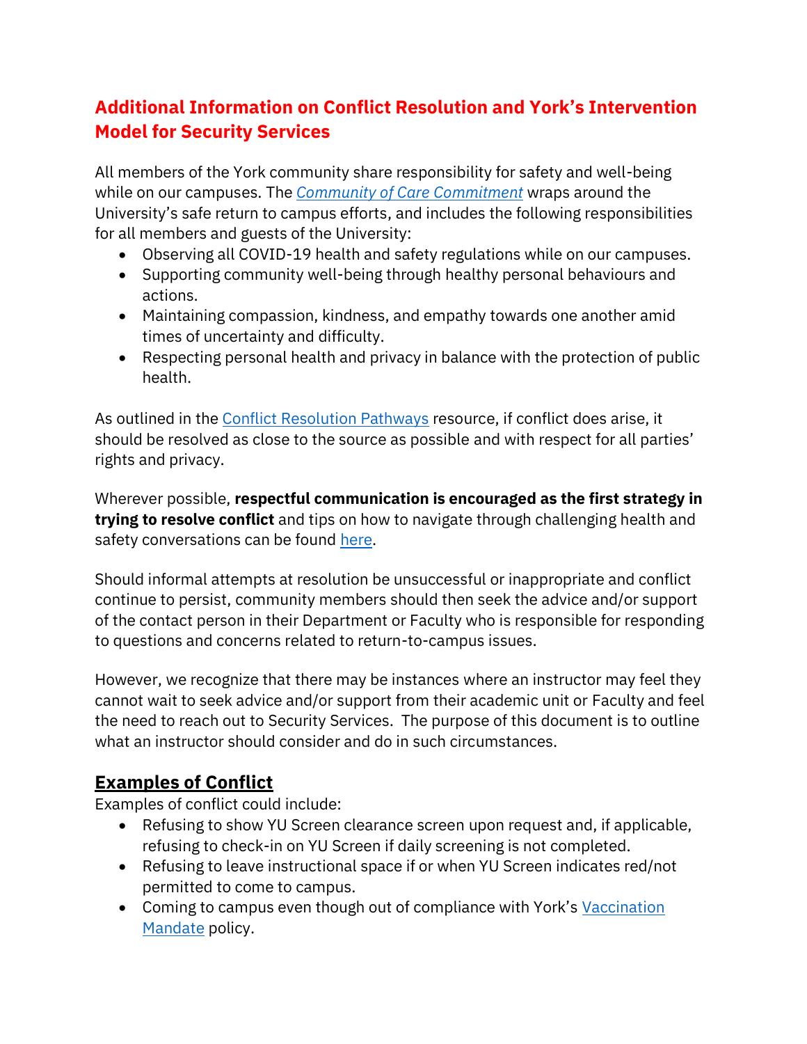# Additional Information on Conflict Resolution and York's Intervention Model for Security Services

All members of the York community share responsibility for safety and well-being while on our campuses. The *Community of Care Commitment* wraps around the University's safe return to campus efforts, and includes the following responsibilities for all members and guests of the University:

- Observing all COVID-19 health and safety regulations while on our campuses.
- Supporting community well-being through healthy personal behaviours and actions.
- Maintaining compassion, kindness, and empathy towards one another amid times of uncertainty and difficulty.
- Respecting personal health and privacy in balance with the protection of public health.

As outlined in the Conflict Resolution Pathways resource, if conflict does arise, it should be resolved as close to the source as possible and with respect for all parties' rights and privacy.

Wherever possible, **respectful communication is encouraged as the first strategy in trying to resolve conflict** and tips on how to navigate through challenging health and safety conversations can be found here.

Should informal attempts at resolution be unsuccessful or inappropriate and conflict continue to persist, community members should then seek the advice and/or support of the contact person in their Department or Faculty who is responsible for responding to questions and concerns related to return-to-campus issues.

However, we recognize that there may be instances where an instructor may feel they cannot wait to seek advice and/or support from their academic unit or Faculty and feel the need to reach out to Security Services. The purpose of this document is to outline what an instructor should consider and do in such circumstances.

## Examples of Conflict

Examples of conflict could include:

- Refusing to show YU Screen clearance screen upon request and, if applicable, refusing to check-in on YU Screen if daily screening is not completed.
- Refusing to leave instructional space if or when YU Screen indicates red/not permitted to come to campus.
- Coming to campus even though out of compliance with York's Vaccination Mandate policy.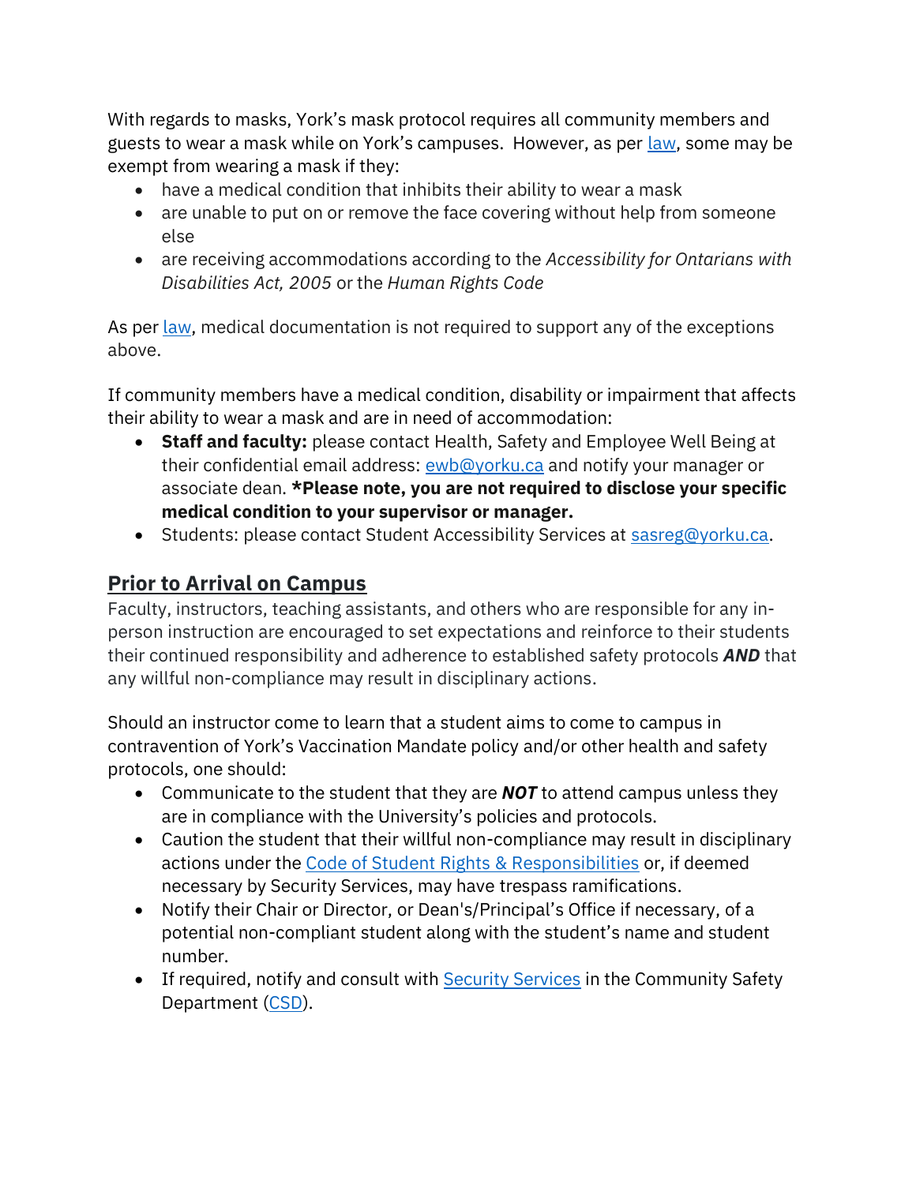With regards to masks, York's mask protocol requires all community members and guests to wear a mask while on York's campuses.  However, as per [law](), some may be exempt from wearing a mask if they:

- have a medical condition that inhibits their ability to wear a mask
- are unable to put on or remove the face covering without help from someone else
- are receiving accommodations according to the *Accessibility for Ontarians with Disabilities Act, 2005* or the *Human Rights Code*

As per [law](), medical documentation is not required to support any of the exceptions above.

If community members have a medical condition, disability or impairment that affects their ability to wear a mask and are in need of accommodation:

- **Staff and faculty:** please contact Health, Safety and Employee Well Being at their confidential email address: [ewb@yorku.ca](mailto:ewb@yorku.ca) and notify your manager or associate dean. ***Please note, you are not required to disclose your specific medical condition to your supervisor or manager.**
- Students: please contact Student Accessibility Services at [sasreg@yorku.ca](mailto:sasreg@yorku.ca).

## Prior to Arrival on Campus

Faculty, instructors, teaching assistants, and others who are responsible for any in-person instruction are encouraged to set expectations and reinforce to their students their continued responsibility and adherence to established safety protocols ***AND*** that any willful non-compliance may result in disciplinary actions.

Should an instructor come to learn that a student aims to come to campus in contravention of York's Vaccination Mandate policy and/or other health and safety protocols, one should:

- Communicate to the student that they are ***NOT*** to attend campus unless they are in compliance with the University's policies and protocols.
- Caution the student that their willful non-compliance may result in disciplinary actions under the [Code of Student Rights & Responsibilities]() or, if deemed necessary by Security Services, may have trespass ramifications.
- Notify their Chair or Director, or Dean's/Principal's Office if necessary, of a potential non-compliant student along with the student's name and student number.
- If required, notify and consult with [Security Services]() in the Community Safety Department ([CSD]()).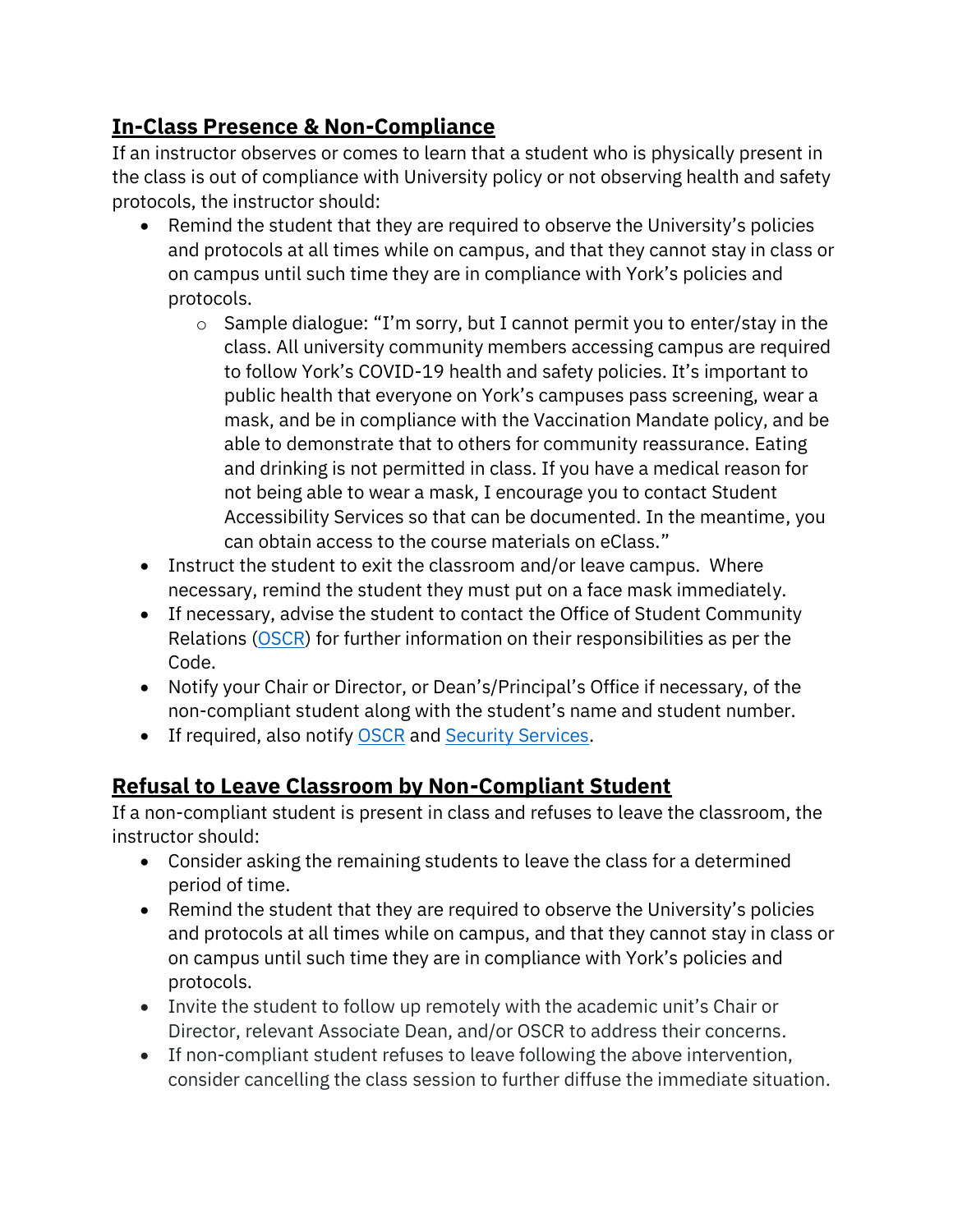## In-Class Presence & Non-Compliance

If an instructor observes or comes to learn that a student who is physically present in the class is out of compliance with University policy or not observing health and safety protocols, the instructor should:

- Remind the student that they are required to observe the University's policies and protocols at all times while on campus, and that they cannot stay in class or on campus until such time they are in compliance with York's policies and protocols.
    - Sample dialogue: "I'm sorry, but I cannot permit you to enter/stay in the class. All university community members accessing campus are required to follow York's COVID-19 health and safety policies. It's important to public health that everyone on York's campuses pass screening, wear a mask, and be in compliance with the Vaccination Mandate policy, and be able to demonstrate that to others for community reassurance. Eating and drinking is not permitted in class. If you have a medical reason for not being able to wear a mask, I encourage you to contact Student Accessibility Services so that can be documented. In the meantime, you can obtain access to the course materials on eClass."
- Instruct the student to exit the classroom and/or leave campus. Where necessary, remind the student they must put on a face mask immediately.
- If necessary, advise the student to contact the Office of Student Community Relations (OSCR) for further information on their responsibilities as per the Code.
- Notify your Chair or Director, or Dean's/Principal's Office if necessary, of the non-compliant student along with the student's name and student number.
- If required, also notify OSCR and Security Services.

## Refusal to Leave Classroom by Non-Compliant Student

If a non-compliant student is present in class and refuses to leave the classroom, the instructor should:

- Consider asking the remaining students to leave the class for a determined period of time.
- Remind the student that they are required to observe the University's policies and protocols at all times while on campus, and that they cannot stay in class or on campus until such time they are in compliance with York's policies and protocols.
- Invite the student to follow up remotely with the academic unit's Chair or Director, relevant Associate Dean, and/or OSCR to address their concerns.
- If non-compliant student refuses to leave following the above intervention, consider cancelling the class session to further diffuse the immediate situation.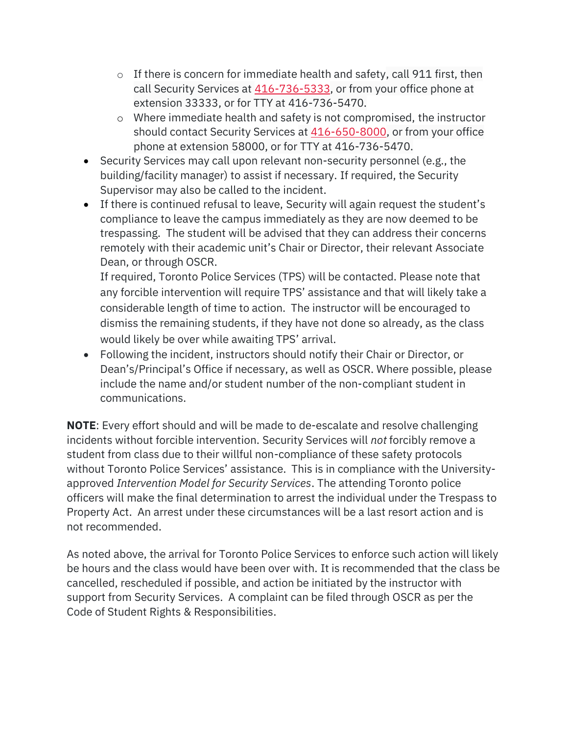- If there is concern for immediate health and safety, call 911 first, then call Security Services at 416-736-5333, or from your office phone at extension 33333, or for TTY at 416-736-5470.
    - Where immediate health and safety is not compromised, the instructor should contact Security Services at 416-650-8000, or from your office phone at extension 58000, or for TTY at 416-736-5470.
- Security Services may call upon relevant non-security personnel (e.g., the building/facility manager) to assist if necessary. If required, the Security Supervisor may also be called to the incident.
- If there is continued refusal to leave, Security will again request the student's compliance to leave the campus immediately as they are now deemed to be trespassing. The student will be advised that they can address their concerns remotely with their academic unit's Chair or Director, their relevant Associate Dean, or through OSCR.
  If required, Toronto Police Services (TPS) will be contacted. Please note that any forcible intervention will require TPS' assistance and that will likely take a considerable length of time to action. The instructor will be encouraged to dismiss the remaining students, if they have not done so already, as the class would likely be over while awaiting TPS' arrival.
- Following the incident, instructors should notify their Chair or Director, or Dean's/Principal's Office if necessary, as well as OSCR. Where possible, please include the name and/or student number of the non-compliant student in communications.

**NOTE**: Every effort should and will be made to de-escalate and resolve challenging incidents without forcible intervention. Security Services will *not* forcibly remove a student from class due to their willful non-compliance of these safety protocols without Toronto Police Services' assistance. This is in compliance with the University-approved *Intervention Model for Security Services*. The attending Toronto police officers will make the final determination to arrest the individual under the Trespass to Property Act. An arrest under these circumstances will be a last resort action and is not recommended.

As noted above, the arrival for Toronto Police Services to enforce such action will likely be hours and the class would have been over with. It is recommended that the class be cancelled, rescheduled if possible, and action be initiated by the instructor with support from Security Services. A complaint can be filed through OSCR as per the Code of Student Rights & Responsibilities.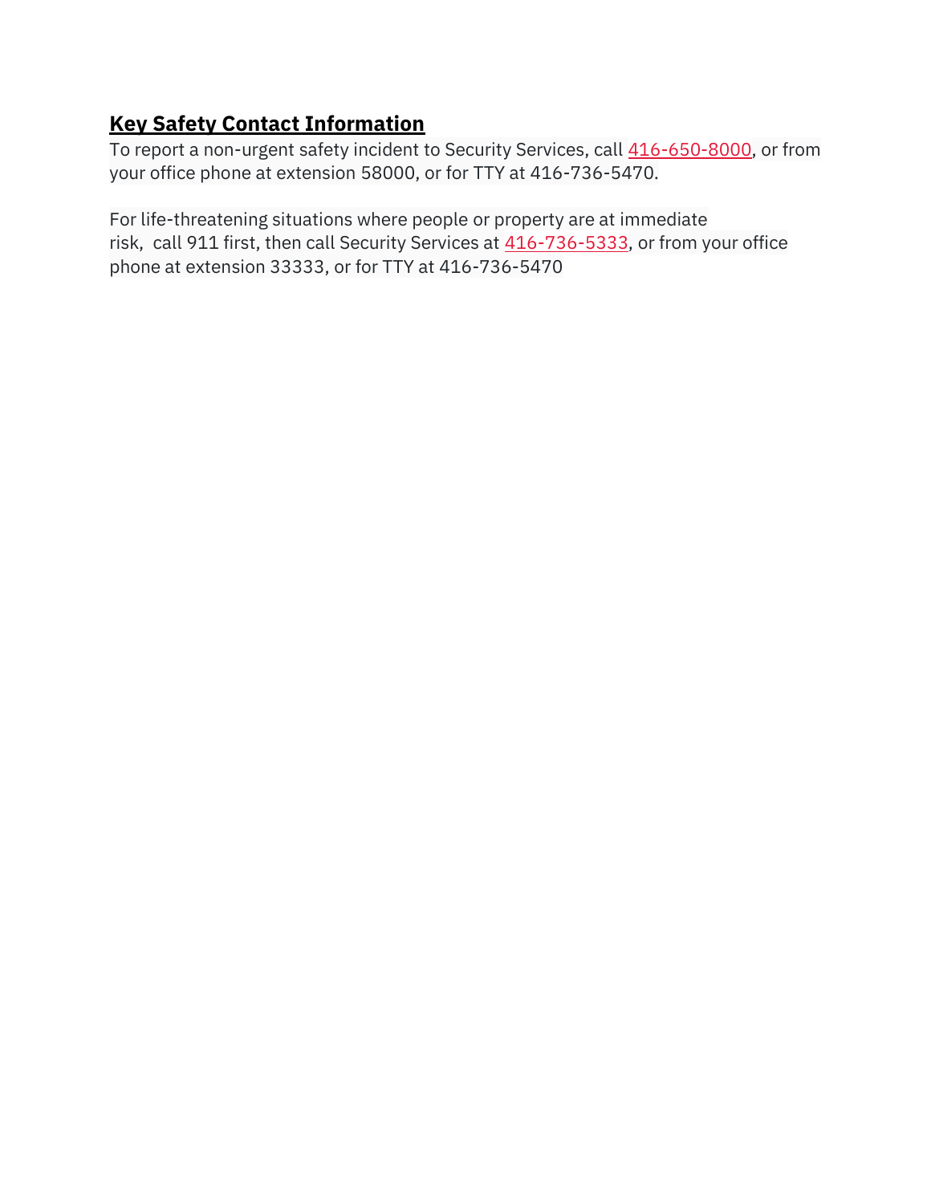## **Key Safety Contact Information**

To report a non-urgent safety incident to Security Services, call 416-650-8000, or from your office phone at extension 58000, or for TTY at 416-736-5470.

For life-threatening situations where people or property are at immediate risk, call 911 first, then call Security Services at 416-736-5333, or from your office phone at extension 33333, or for TTY at 416-736-5470